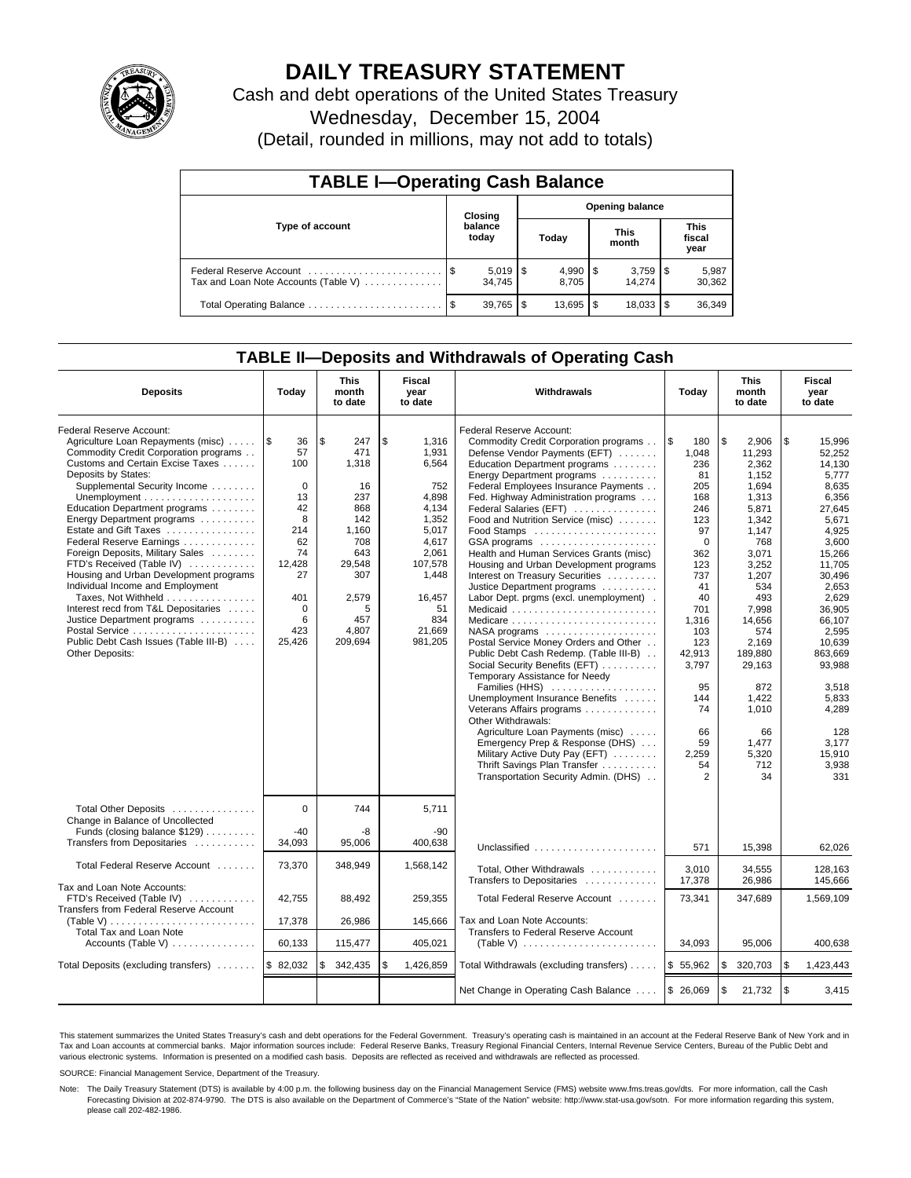# DAILY TREASURY STATEMENT

Cash and debt operations of the United States Treasury

Wednesday, December 15, 2004

(Detail, rounded in millions, may not add to totals)

## TABLE I—Operating Cash Balance

| Type of account | Closing balance today | Opening balance Today | Opening balance This month | Opening balance This fiscal year |
|---|---|---|---|---|
| Federal Reserve Account | $ 5,019 | $ 4,990 | $ 3,759 | $ 5,987 |
| Tax and Loan Note Accounts (Table V) | 34,745 | 8,705 | 14,274 | 30,362 |
| Total Operating Balance | $ 39,765 | $ 13,695 | $ 18,033 | $ 36,349 |

## TABLE II—Deposits and Withdrawals of Operating Cash

| Deposits | Today | This month to date | Fiscal year to date | Withdrawals | Today | This month to date | Fiscal year to date |
|---|---|---|---|---|---|---|---|
| Federal Reserve Account: | | | | Federal Reserve Account: | | | |
| Agriculture Loan Repayments (misc) | $ 36 | $ 247 | $ 1,316 | Commodity Credit Corporation programs | $ 180 | $ 2,906 | $ 15,996 |
| Commodity Credit Corporation programs | 57 | 471 | 1,931 | Defense Vendor Payments (EFT) | 1,048 | 11,293 | 52,252 |
| Customs and Certain Excise Taxes | 100 | 1,318 | 6,564 | Education Department programs | 236 | 2,362 | 14,130 |
| Deposits by States: | | | | Energy Department programs | 81 | 1,152 | 5,777 |
| Supplemental Security Income | 0 | 16 | 752 | Federal Employees Insurance Payments | 205 | 1,694 | 8,635 |
| Unemployment | 13 | 237 | 4,898 | Fed. Highway Administration programs | 168 | 1,313 | 6,356 |
| Education Department programs | 42 | 868 | 4,134 | Federal Salaries (EFT) | 246 | 5,871 | 27,645 |
| Energy Department programs | 8 | 142 | 1,352 | Food and Nutrition Service (misc) | 123 | 1,342 | 5,671 |
| Estate and Gift Taxes | 214 | 1,160 | 5,017 | Food Stamps | 97 | 1,147 | 4,925 |
| Federal Reserve Earnings | 62 | 708 | 4,617 | GSA programs | 0 | 768 | 3,600 |
| Foreign Deposits, Military Sales | 74 | 643 | 2,061 | Health and Human Services Grants (misc) | 362 | 3,071 | 15,266 |
| FTD's Received (Table IV) | 12,428 | 29,548 | 107,578 | Housing and Urban Development programs | 123 | 3,252 | 11,705 |
| Housing and Urban Development programs | 27 | 307 | 1,448 | Interest on Treasury Securities | 737 | 1,207 | 30,496 |
| Individual Income and Employment | | | | Justice Department programs | 41 | 534 | 2,653 |
| Taxes, Not Withheld | 401 | 2,579 | 16,457 | Labor Dept. prgms (excl. unemployment) | 40 | 493 | 2,629 |
| Interest recd from T&L Depositaries | 0 | 5 | 51 | Medicaid | 701 | 7,998 | 36,905 |
| Justice Department programs | 6 | 457 | 834 | Medicare | 1,316 | 14,656 | 66,107 |
| Postal Service | 423 | 4,807 | 21,669 | NASA programs | 103 | 574 | 2,595 |
| Public Debt Cash Issues (Table III-B) | 25,426 | 209,694 | 981,205 | Postal Service Money Orders and Other | 123 | 2,169 | 10,639 |
| Other Deposits: | | | | Public Debt Cash Redemp. (Table III-B) | 42,913 | 189,880 | 863,669 |
| | | | | Social Security Benefits (EFT) | 3,797 | 29,163 | 93,988 |
| | | | | Temporary Assistance for Needy Families (HHS) | 95 | 872 | 3,518 |
| | | | | Unemployment Insurance Benefits | 144 | 1,422 | 5,833 |
| | | | | Veterans Affairs programs | 74 | 1,010 | 4,289 |
| | | | | Other Withdrawals: | | | |
| | | | | Agriculture Loan Payments (misc) | 66 | 66 | 128 |
| | | | | Emergency Prep & Response (DHS) | 59 | 1,477 | 3,177 |
| | | | | Military Active Duty Pay (EFT) | 2,259 | 5,320 | 15,910 |
| | | | | Thrift Savings Plan Transfer | 54 | 712 | 3,938 |
| | | | | Transportation Security Admin. (DHS) | 2 | 34 | 331 |
| Total Other Deposits | 0 | 744 | 5,711 | | | | |
| Change in Balance of Uncollected Funds (closing balance $129) | -40 | -8 | -90 | | | | |
| Transfers from Depositaries | 34,093 | 95,006 | 400,638 | Unclassified | 571 | 15,398 | 62,026 |
| Total Federal Reserve Account | 73,370 | 348,949 | 1,568,142 | Total, Other Withdrawals | 3,010 | 34,555 | 128,163 |
| | | | | Transfers to Depositaries | 17,378 | 26,986 | 145,666 |
| Tax and Loan Note Accounts: | | | | | | | |
| FTD's Received (Table IV) | 42,755 | 88,492 | 259,355 | Total Federal Reserve Account | 73,341 | 347,689 | 1,569,109 |
| Transfers from Federal Reserve Account (Table V) | 17,378 | 26,986 | 145,666 | Tax and Loan Note Accounts: | | | |
| Total Tax and Loan Note Accounts (Table V) | 60,133 | 115,477 | 405,021 | Transfers to Federal Reserve Account (Table V) | 34,093 | 95,006 | 400,638 |
| Total Deposits (excluding transfers) | $ 82,032 | $ 342,435 | $ 1,426,859 | Total Withdrawals (excluding transfers) | $ 55,962 | $ 320,703 | $ 1,423,443 |
| | | | | Net Change in Operating Cash Balance | $ 26,069 | $ 21,732 | $ 3,415 |

This statement summarizes the United States Treasury's cash and debt operations for the Federal Government. Treasury's operating cash is maintained in an account at the Federal Reserve Bank of New York and in Tax and Loan accounts at commercial banks. Major information sources include: Federal Reserve Banks, Treasury Regional Financial Centers, Internal Revenue Service Centers, Bureau of the Public Debt and various electronic systems. Information is presented on a modified cash basis. Deposits are reflected as received and withdrawals are reflected as processed.

SOURCE: Financial Management Service, Department of the Treasury.

Note: The Daily Treasury Statement (DTS) is available by 4:00 p.m. the following business day on the Financial Management Service (FMS) website www.fms.treas.gov/dts. For more information, call the Cash Forecasting Division at 202-874-9790. The DTS is also available on the Department of Commerce's "State of the Nation" website: http://www.stat-usa.gov/sotn. For more information regarding this system, please call 202-482-1986.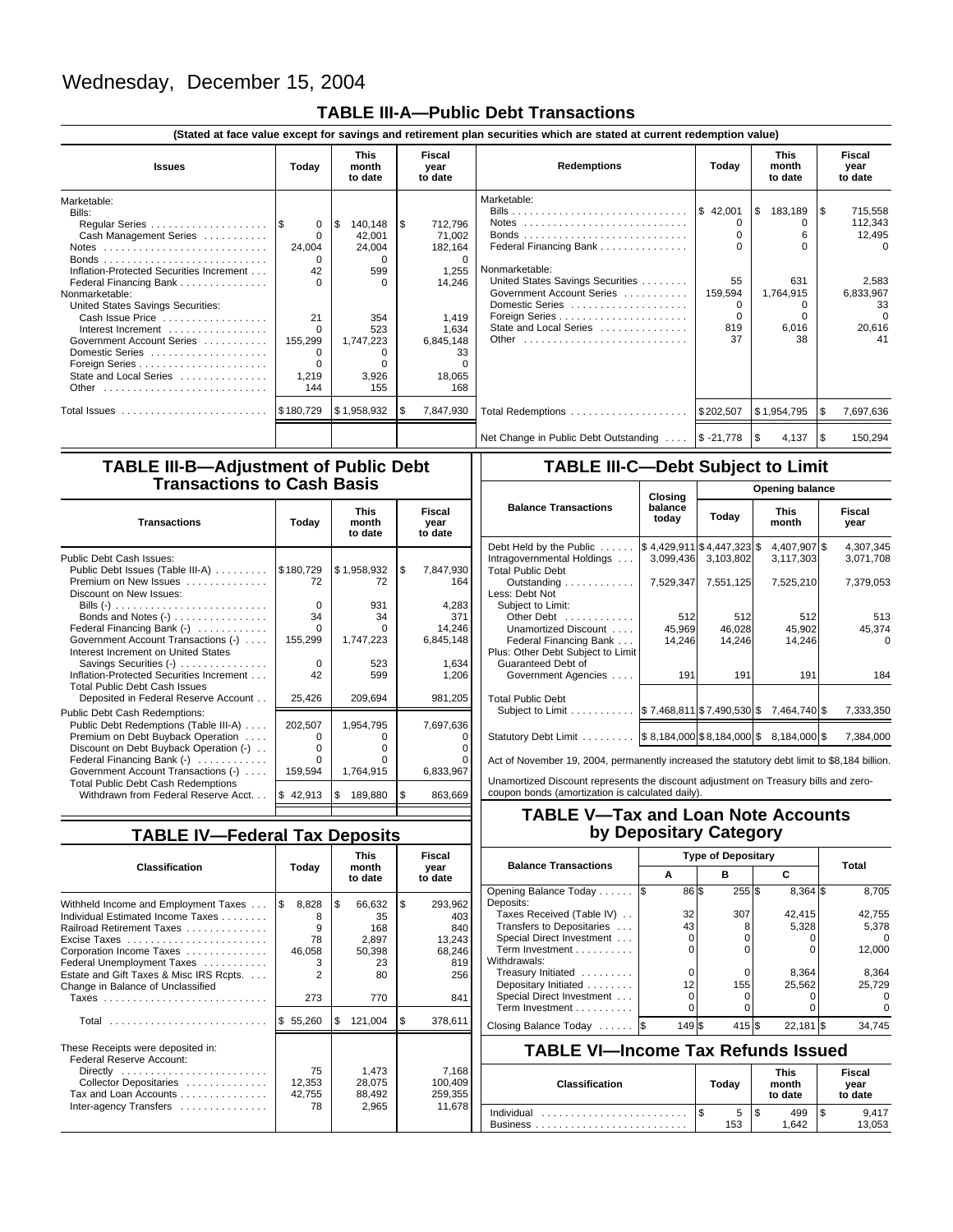Wednesday, December 15, 2004

## TABLE III-A—Public Debt Transactions

(Stated at face value except for savings and retirement plan securities which are stated at current redemption value)

| Issues | Today | This month to date | Fiscal year to date |
|---|---|---|---|
| Marketable: | | | |
| Bills: | | | |
| Regular Series | $ 0 | $ 140,148 | $ 712,796 |
| Cash Management Series | 0 | 42,001 | 71,002 |
| Notes | 24,004 | 24,004 | 182,164 |
| Bonds | 0 | 0 | 0 |
| Inflation-Protected Securities Increment | 42 | 599 | 1,255 |
| Federal Financing Bank | 0 | 0 | 14,246 |
| Nonmarketable: | | | |
| United States Savings Securities: | | | |
| Cash Issue Price | 21 | 354 | 1,419 |
| Interest Increment | 0 | 523 | 1,634 |
| Government Account Series | 155,299 | 1,747,223 | 6,845,148 |
| Domestic Series | 0 | 0 | 33 |
| Foreign Series | 0 | 0 | 0 |
| State and Local Series | 1,219 | 3,926 | 18,065 |
| Other | 144 | 155 | 168 |
| Total Issues | $180,729 | $1,958,932 | $ 7,847,930 |

| Redemptions | Today | This month to date | Fiscal year to date |
|---|---|---|---|
| Marketable: | | | |
| Bills | $ 42,001 | $ 183,189 | $ 715,558 |
| Notes | 0 | 0 | 112,343 |
| Bonds | 0 | 6 | 12,495 |
| Federal Financing Bank | 0 | 0 | 0 |
| Nonmarketable: | | | |
| United States Savings Securities | 55 | 631 | 2,583 |
| Government Account Series | 159,594 | 1,764,915 | 6,833,967 |
| Domestic Series | 0 | 0 | 33 |
| Foreign Series | 0 | 0 | 0 |
| State and Local Series | 819 | 6,016 | 20,616 |
| Other | 37 | 38 | 41 |
| Total Redemptions | $202,507 | $1,954,795 | $ 7,697,636 |
| Net Change in Public Debt Outstanding | $ -21,778 | $ 4,137 | $ 150,294 |

## TABLE III-B—Adjustment of Public Debt Transactions to Cash Basis

| Transactions | Today | This month to date | Fiscal year to date |
|---|---|---|---|
| Public Debt Cash Issues: | | | |
| Public Debt Issues (Table III-A) | $180,729 | $1,958,932 | $ 7,847,930 |
| Premium on New Issues | 72 | 72 | 164 |
| Discount on New Issues: | | | |
| Bills (-) | 0 | 931 | 4,283 |
| Bonds and Notes (-) | 34 | 34 | 371 |
| Federal Financing Bank (-) | 0 | 0 | 14,246 |
| Government Account Transactions (-) | 155,299 | 1,747,223 | 6,845,148 |
| Interest Increment on United States Savings Securities (-) | 0 | 523 | 1,634 |
| Inflation-Protected Securities Increment | 42 | 599 | 1,206 |
| Total Public Debt Cash Issues Deposited in Federal Reserve Account | 25,426 | 209,694 | 981,205 |
| Public Debt Cash Redemptions: | | | |
| Public Debt Redemptions (Table III-A) | 202,507 | 1,954,795 | 7,697,636 |
| Premium on Debt Buyback Operation | 0 | 0 | 0 |
| Discount on Debt Buyback Operation (-) | 0 | 0 | 0 |
| Federal Financing Bank (-) | 0 | 0 | 0 |
| Government Account Transactions (-) | 159,594 | 1,764,915 | 6,833,967 |
| Total Public Debt Cash Redemptions Withdrawn from Federal Reserve Acct. | $ 42,913 | $ 189,880 | $ 863,669 |

## TABLE III-C—Debt Subject to Limit

| Balance Transactions | Closing balance today | Opening balance Today | Opening balance This month | Opening balance Fiscal year |
|---|---|---|---|---|
| Debt Held by the Public | $ 4,429,911 | $ 4,447,323 | $ 4,407,907 | $ 4,307,345 |
| Intragovernmental Holdings | 3,099,436 | 3,103,802 | 3,117,303 | 3,071,708 |
| Total Public Debt Outstanding | 7,529,347 | 7,551,125 | 7,525,210 | 7,379,053 |
| Less: Debt Not Subject to Limit: | | | | |
| Other Debt | 512 | 512 | 512 | 513 |
| Unamortized Discount | 45,969 | 46,028 | 45,902 | 45,374 |
| Federal Financing Bank | 14,246 | 14,246 | 14,246 | 0 |
| Plus: Other Debt Subject to Limit Guaranteed Debt of Government Agencies | 191 | 191 | 191 | 184 |
| Total Public Debt Subject to Limit | $ 7,468,811 | $ 7,490,530 | $ 7,464,740 | $ 7,333,350 |
| Statutory Debt Limit | $ 8,184,000 | $ 8,184,000 | $ 8,184,000 | $ 7,384,000 |

Act of November 19, 2004, permanently increased the statutory debt limit to $8,184 billion.

Unamortized Discount represents the discount adjustment on Treasury bills and zero-coupon bonds (amortization is calculated daily).

## TABLE IV—Federal Tax Deposits

| Classification | Today | This month to date | Fiscal year to date |
|---|---|---|---|
| Withheld Income and Employment Taxes | $ 8,828 | $ 66,632 | $ 293,962 |
| Individual Estimated Income Taxes | 8 | 35 | 403 |
| Railroad Retirement Taxes | 9 | 168 | 840 |
| Excise Taxes | 78 | 2,897 | 13,243 |
| Corporation Income Taxes | 46,058 | 50,398 | 68,246 |
| Federal Unemployment Taxes | 3 | 23 | 819 |
| Estate and Gift Taxes & Misc IRS Rcpts. | 2 | 80 | 256 |
| Change in Balance of Unclassified Taxes | 273 | 770 | 841 |
| Total | $ 55,260 | $ 121,004 | $ 378,611 |
| These Receipts were deposited in: | | | |
| Federal Reserve Account: | | | |
| Directly | 75 | 1,473 | 7,168 |
| Collector Depositaries | 12,353 | 28,075 | 100,409 |
| Tax and Loan Accounts | 42,755 | 88,492 | 259,355 |
| Inter-agency Transfers | 78 | 2,965 | 11,678 |

## TABLE V—Tax and Loan Note Accounts by Depositary Category

| Balance Transactions | Type of Depositary A | Type of Depositary B | Type of Depositary C | Total |
|---|---|---|---|---|
| Opening Balance Today | $ 86 | $ 255 | $ 8,364 | $ 8,705 |
| Deposits: | | | | |
| Taxes Received (Table IV) | 32 | 307 | 42,415 | 42,755 |
| Transfers to Depositaries | 43 | 8 | 5,328 | 5,378 |
| Special Direct Investment | 0 | 0 | 0 | 0 |
| Term Investment | 0 | 0 | 0 | 12,000 |
| Withdrawals: | | | | |
| Treasury Initiated | 0 | 0 | 8,364 | 8,364 |
| Depositary Initiated | 12 | 155 | 25,562 | 25,729 |
| Special Direct Investment | 0 | 0 | 0 | 0 |
| Term Investment | 0 | 0 | 0 | 0 |
| Closing Balance Today | $ 149 | $ 415 | $ 22,181 | $ 34,745 |

## TABLE VI—Income Tax Refunds Issued

| Classification | Today | This month to date | Fiscal year to date |
|---|---|---|---|
| Individual | $ 5 | $ 499 | $ 9,417 |
| Business | 153 | 1,642 | 13,053 |